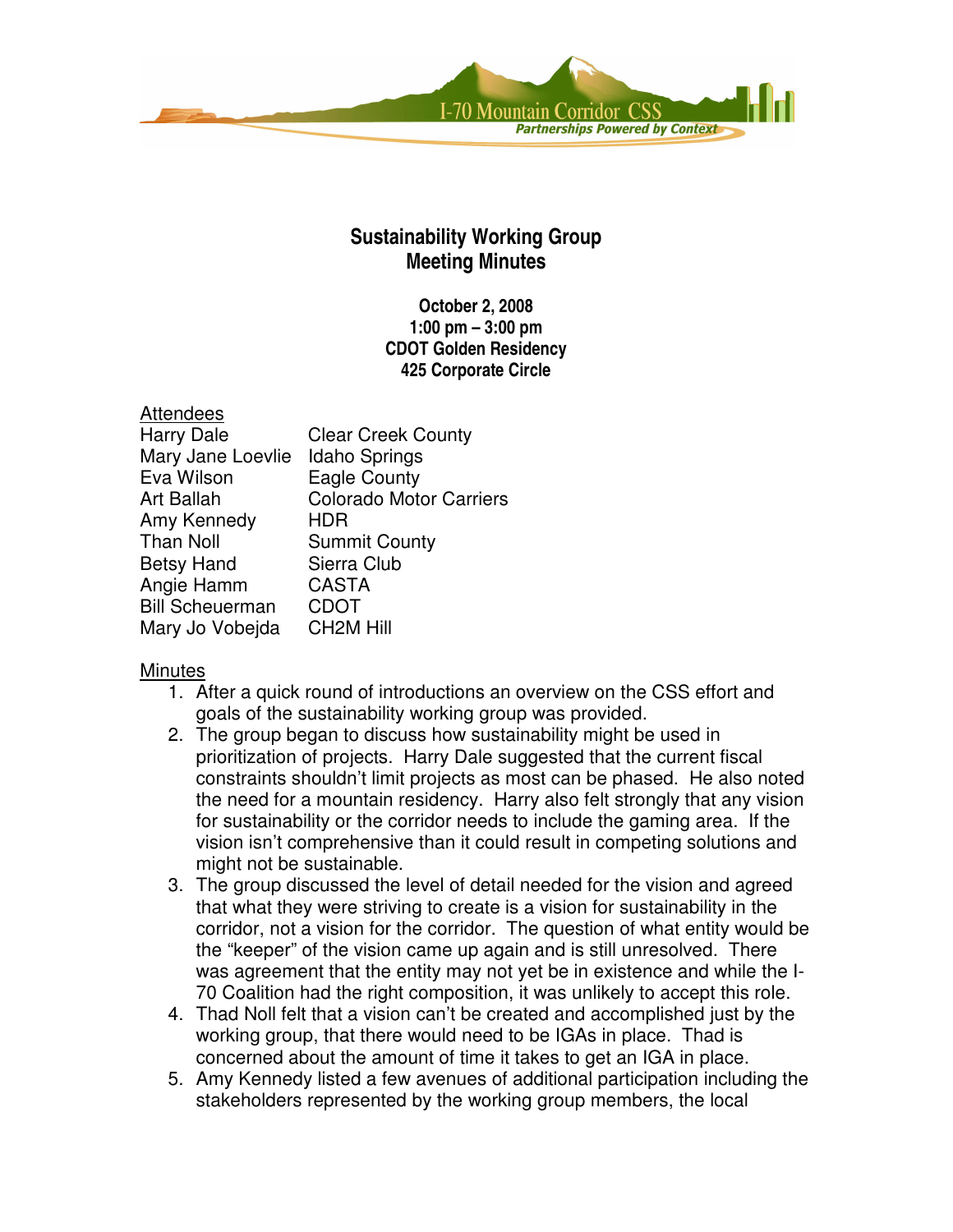# Sustainability Working Group Meeting Minutes

**October 2, 2008**
**1:00 pm – 3:00 pm**
**CDOT Golden Residency**
**425 Corporate Circle**

## Attendees

| | |
|---|---|
| Harry Dale | Clear Creek County |
| Mary Jane Loevlie | Idaho Springs |
| Eva Wilson | Eagle County |
| Art Ballah | Colorado Motor Carriers |
| Amy Kennedy | HDR |
| Than Noll | Summit County |
| Betsy Hand | Sierra Club |
| Angie Hamm | CASTA |
| Bill Scheuerman | CDOT |
| Mary Jo Vobejda | CH2M Hill |

## Minutes

1. After a quick round of introductions an overview on the CSS effort and goals of the sustainability working group was provided.
2. The group began to discuss how sustainability might be used in prioritization of projects. Harry Dale suggested that the current fiscal constraints shouldn't limit projects as most can be phased. He also noted the need for a mountain residency. Harry also felt strongly that any vision for sustainability or the corridor needs to include the gaming area. If the vision isn't comprehensive than it could result in competing solutions and might not be sustainable.
3. The group discussed the level of detail needed for the vision and agreed that what they were striving to create is a vision for sustainability in the corridor, not a vision for the corridor. The question of what entity would be the "keeper" of the vision came up again and is still unresolved. There was agreement that the entity may not yet be in existence and while the I-70 Coalition had the right composition, it was unlikely to accept this role.
4. Thad Noll felt that a vision can't be created and accomplished just by the working group, that there would need to be IGAs in place. Thad is concerned about the amount of time it takes to get an IGA in place.
5. Amy Kennedy listed a few avenues of additional participation including the stakeholders represented by the working group members, the local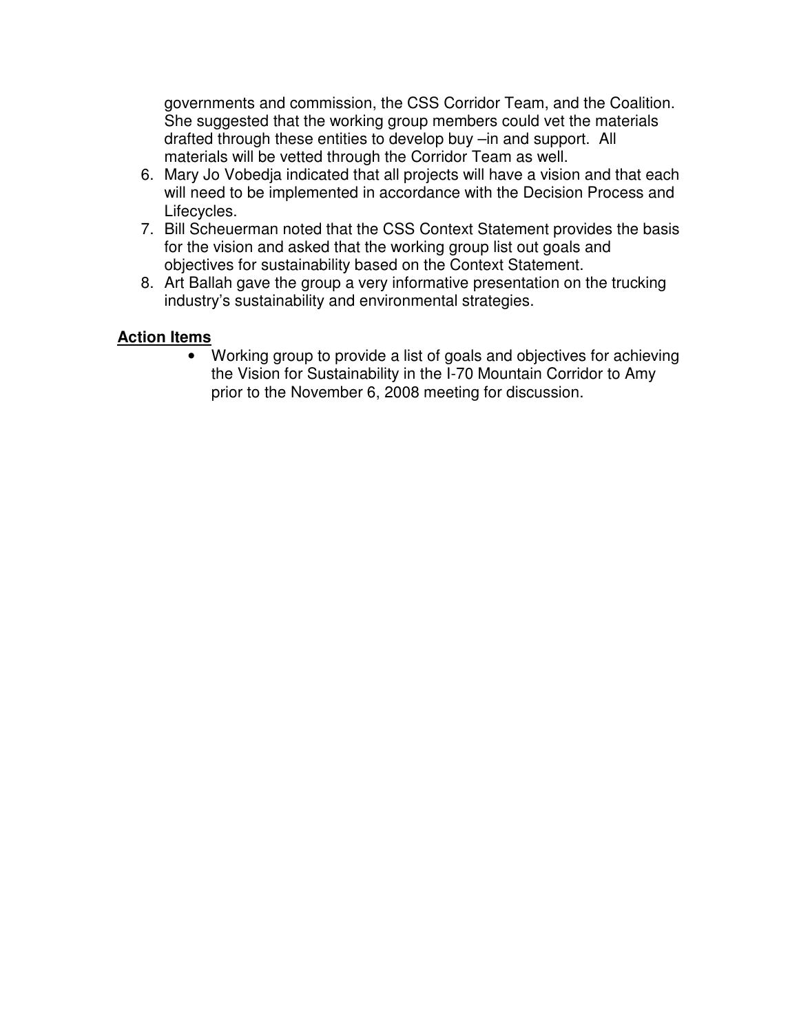governments and commission, the CSS Corridor Team, and the Coalition. She suggested that the working group members could vet the materials drafted through these entities to develop buy –in and support. All materials will be vetted through the Corridor Team as well.

6. Mary Jo Vobedja indicated that all projects will have a vision and that each will need to be implemented in accordance with the Decision Process and Lifecycles.
7. Bill Scheuerman noted that the CSS Context Statement provides the basis for the vision and asked that the working group list out goals and objectives for sustainability based on the Context Statement.
8. Art Ballah gave the group a very informative presentation on the trucking industry's sustainability and environmental strategies.

**Action Items**

- Working group to provide a list of goals and objectives for achieving the Vision for Sustainability in the I-70 Mountain Corridor to Amy prior to the November 6, 2008 meeting for discussion.